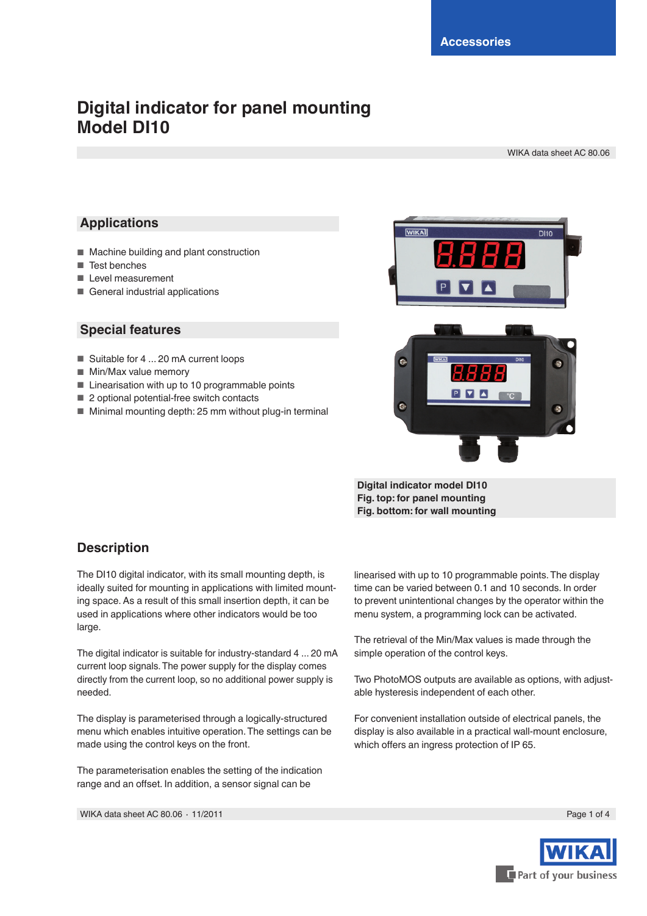Accessories

# Digital indicator for panel mounting
# Model DI10

WIKA data sheet AC 80.06

## Applications

- Machine building and plant construction
- Test benches
- Level measurement
- General industrial applications

## Special features

- Suitable for 4 ... 20 mA current loops
- Min/Max value memory
- Linearisation with up to 10 programmable points
- 2 optional potential-free switch contacts
- Minimal mounting depth: 25 mm without plug-in terminal

**Digital indicator model DI10**
**Fig. top: for panel mounting**
**Fig. bottom: for wall mounting**

## Description

The DI10 digital indicator, with its small mounting depth, is ideally suited for mounting in applications with limited mounting space. As a result of this small insertion depth, it can be used in applications where other indicators would be too large.

The digital indicator is suitable for industry-standard 4 ... 20 mA current loop signals. The power supply for the display comes directly from the current loop, so no additional power supply is needed.

The display is parameterised through a logically-structured menu which enables intuitive operation. The settings can be made using the control keys on the front.

The parameterisation enables the setting of the indication range and an offset. In addition, a sensor signal can be linearised with up to 10 programmable points. The display time can be varied between 0.1 and 10 seconds. In order to prevent unintentional changes by the operator within the menu system, a programming lock can be activated.

The retrieval of the Min/Max values is made through the simple operation of the control keys.

Two PhotoMOS outputs are available as options, with adjustable hysteresis independent of each other.

For convenient installation outside of electrical panels, the display is also available in a practical wall-mount enclosure, which offers an ingress protection of IP 65.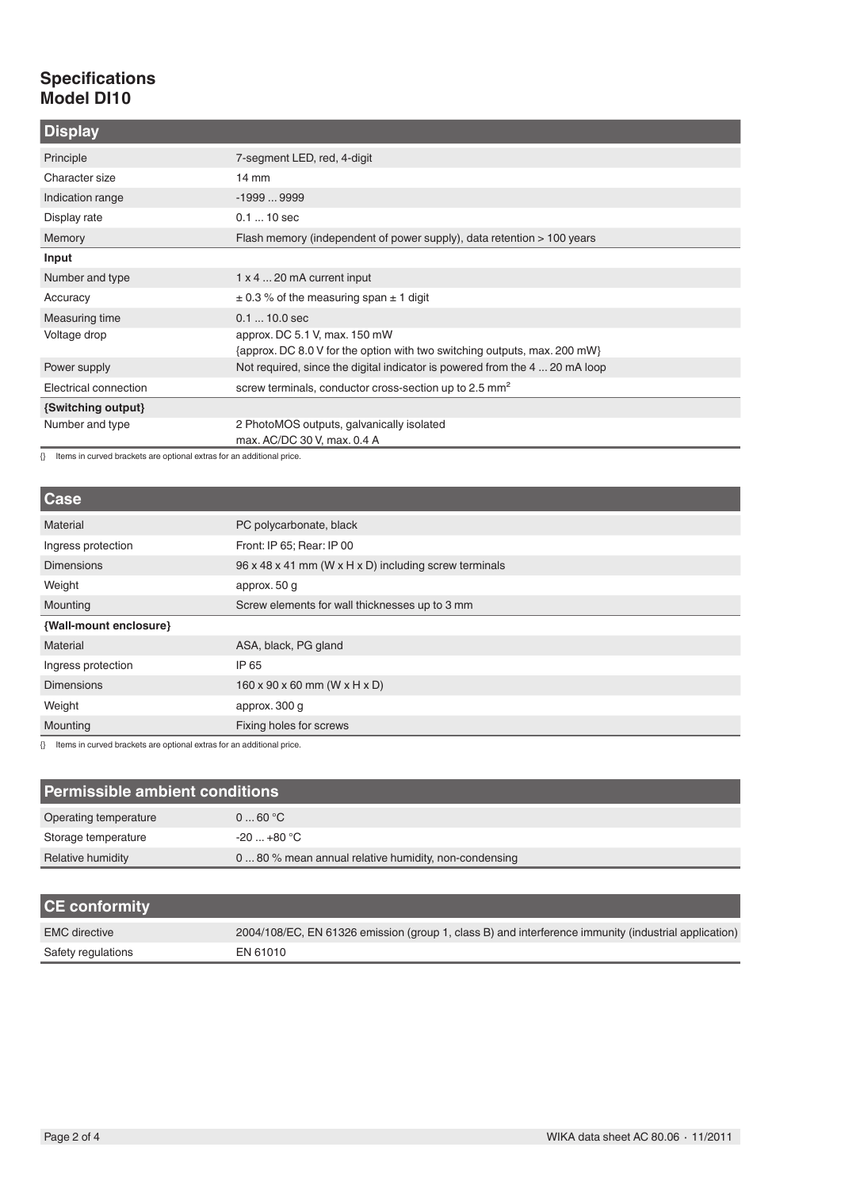## Specifications
## Model DI10

| Display | |
|---|---|
| Principle | 7-segment LED, red, 4-digit |
| Character size | 14 mm |
| Indication range | -1999 ... 9999 |
| Display rate | 0.1 ... 10 sec |
| Memory | Flash memory (independent of power supply), data retention > 100 years |
| **Input** | |
| Number and type | 1 x 4 ... 20 mA current input |
| Accuracy | ± 0.3 % of the measuring span ± 1 digit |
| Measuring time | 0.1 ... 10.0 sec |
| Voltage drop | approx. DC 5.1 V, max. 150 mW<br>{approx. DC 8.0 V for the option with two switching outputs, max. 200 mW} |
| Power supply | Not required, since the digital indicator is powered from the 4 ... 20 mA loop |
| Electrical connection | screw terminals, conductor cross-section up to 2.5 mm² |
| **{Switching output}** | |
| Number and type | 2 PhotoMOS outputs, galvanically isolated<br>max. AC/DC 30 V, max. 0.4 A |

{} Items in curved brackets are optional extras for an additional price.

| Case | |
|---|---|
| Material | PC polycarbonate, black |
| Ingress protection | Front: IP 65; Rear: IP 00 |
| Dimensions | 96 x 48 x 41 mm (W x H x D) including screw terminals |
| Weight | approx. 50 g |
| Mounting | Screw elements for wall thicknesses up to 3 mm |
| **{Wall-mount enclosure}** | |
| Material | ASA, black, PG gland |
| Ingress protection | IP 65 |
| Dimensions | 160 x 90 x 60 mm (W x H x D) |
| Weight | approx. 300 g |
| Mounting | Fixing holes for screws |

{} Items in curved brackets are optional extras for an additional price.

| Permissible ambient conditions | |
|---|---|
| Operating temperature | 0 ... 60 °C |
| Storage temperature | -20 ... +80 °C |
| Relative humidity | 0 ... 80 % mean annual relative humidity, non-condensing |

| CE conformity | |
|---|---|
| EMC directive | 2004/108/EC, EN 61326 emission (group 1, class B) and interference immunity (industrial application) |
| Safety regulations | EN 61010 |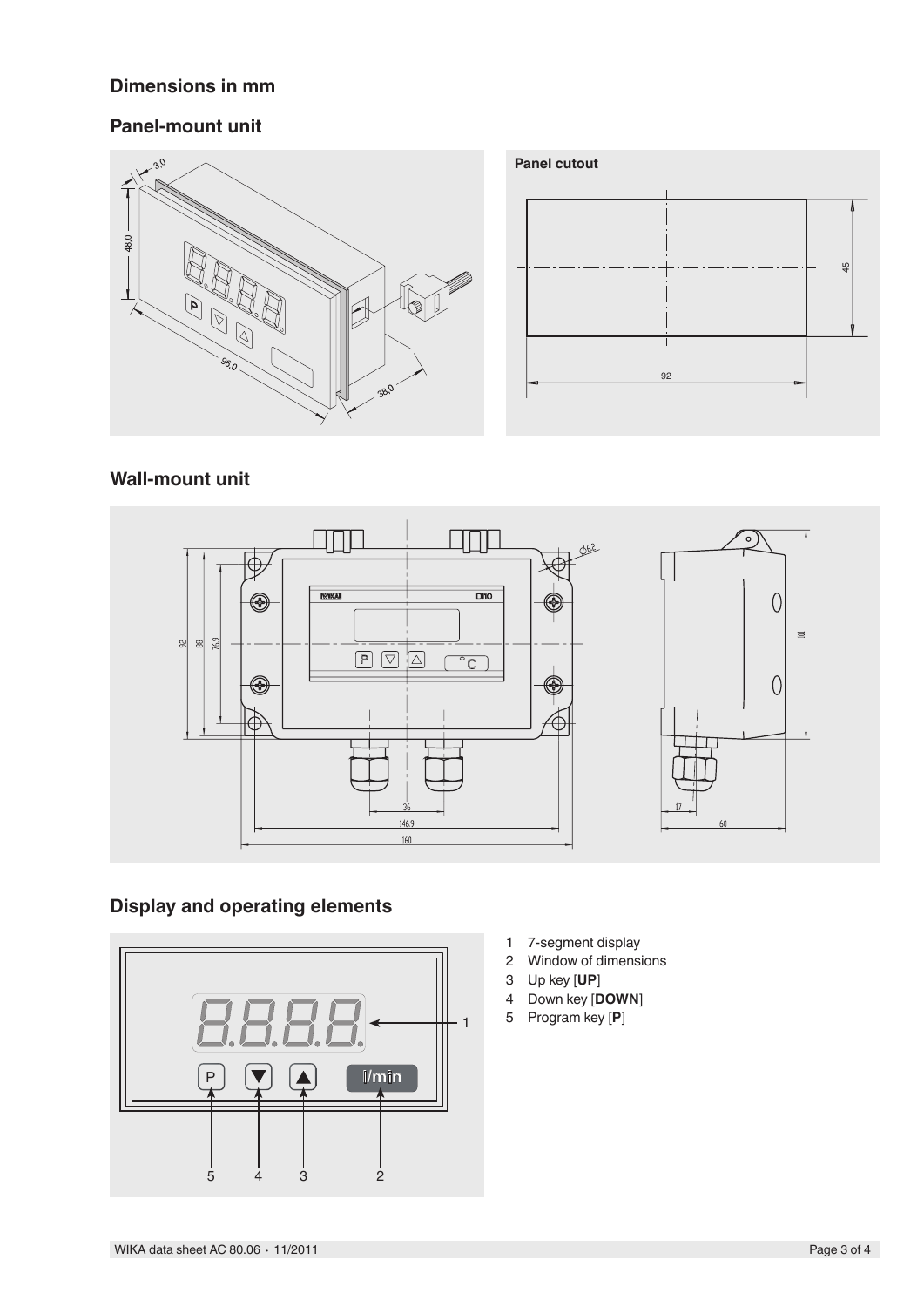## Dimensions in mm

### Panel-mount unit

### Wall-mount unit

## Display and operating elements

1. 7-segment display
2. Window of dimensions
3. Up key [**UP**]
4. Down key [**DOWN**]
5. Program key [**P**]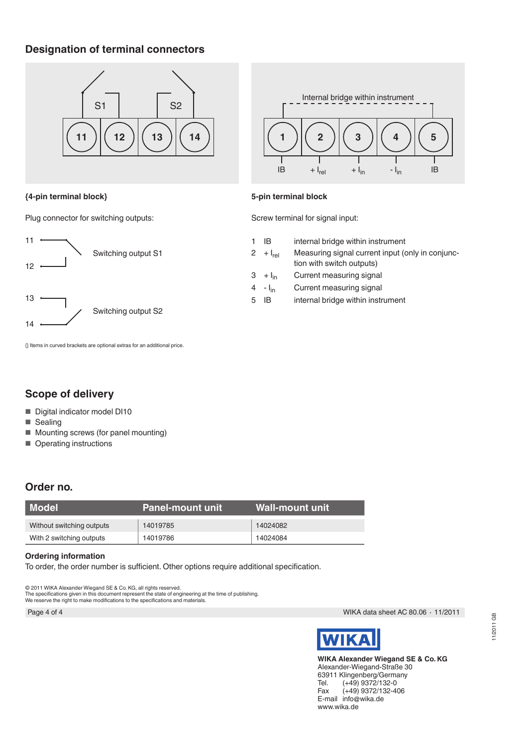## Designation of terminal connectors

S1
S2
11 12 13 14

Internal bridge within instrument
1 2 3 4 5
IB $+ I_{rel}$ $+ I_{in}$ $- I_{in}$ IB

**{4-pin terminal block}**

Plug connector for switching outputs:

11
12
Switching output S1

13
14
Switching output S2

{} Items in curved brackets are optional extras for an additional price.

**5-pin terminal block**

Screw terminal for signal input:

| | | |
|---|---|---|
| 1 | IB | internal bridge within instrument |
| 2 | $+ I_{rel}$ | Measuring signal current input (only in conjunction with switch outputs) |
| 3 | $+ I_{in}$ | Current measuring signal |
| 4 | $- I_{in}$ | Current measuring signal |
| 5 | IB | internal bridge within instrument |

## Scope of delivery

- Digital indicator model DI10
- Sealing
- Mounting screws (for panel mounting)
- Operating instructions

## Order no.

| Model | Panel-mount unit | Wall-mount unit |
|---|---|---|
| Without switching outputs | 14019785 | 14024082 |
| With 2 switching outputs | 14019786 | 14024084 |

**Ordering information**

To order, the order number is sufficient. Other options require additional specification.

© 2011 WIKA Alexander Wiegand SE & Co. KG, all rights reserved.
The specifications given in this document represent the state of engineering at the time of publishing.
We reserve the right to make modifications to the specifications and materials.

WIKA

**WIKA Alexander Wiegand SE & Co. KG**
Alexander-Wiegand-Straße 30
63911 Klingenberg/Germany
Tel. (+49) 9372/132-0
Fax (+49) 9372/132-406
E-mail info@wika.de
www.wika.de